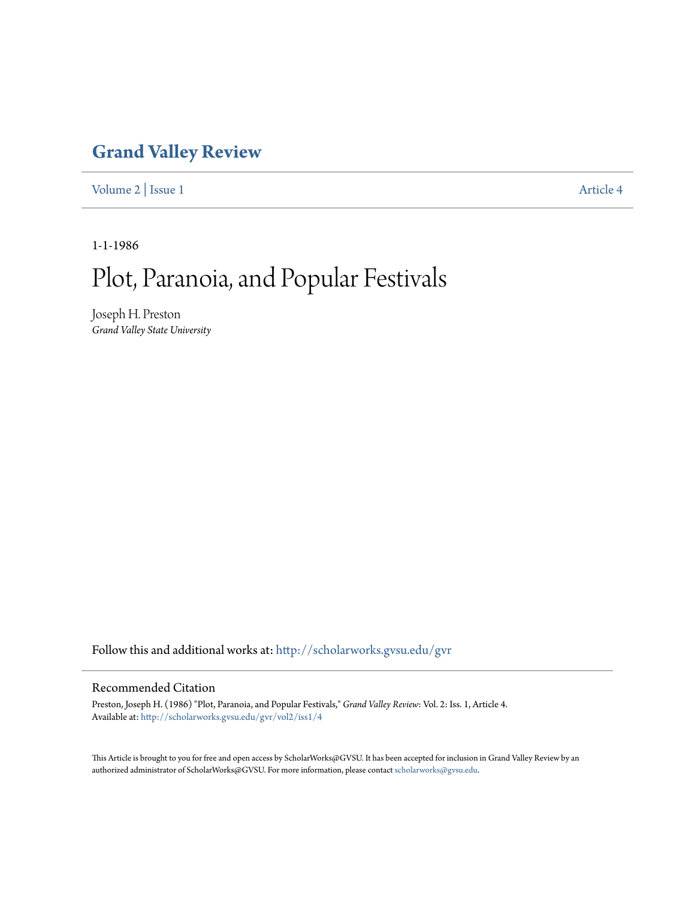# Grand Valley Review

Volume 2 | Issue 1 Article 4

1-1-1986

# Plot, Paranoia, and Popular Festivals

Joseph H. Preston
*Grand Valley State University*

Follow this and additional works at: http://scholarworks.gvsu.edu/gvr

## Recommended Citation

Preston, Joseph H. (1986) "Plot, Paranoia, and Popular Festivals," *Grand Valley Review*: Vol. 2: Iss. 1, Article 4.
Available at: http://scholarworks.gvsu.edu/gvr/vol2/iss1/4

This Article is brought to you for free and open access by ScholarWorks@GVSU. It has been accepted for inclusion in Grand Valley Review by an authorized administrator of ScholarWorks@GVSU. For more information, please contact scholarworks@gvsu.edu.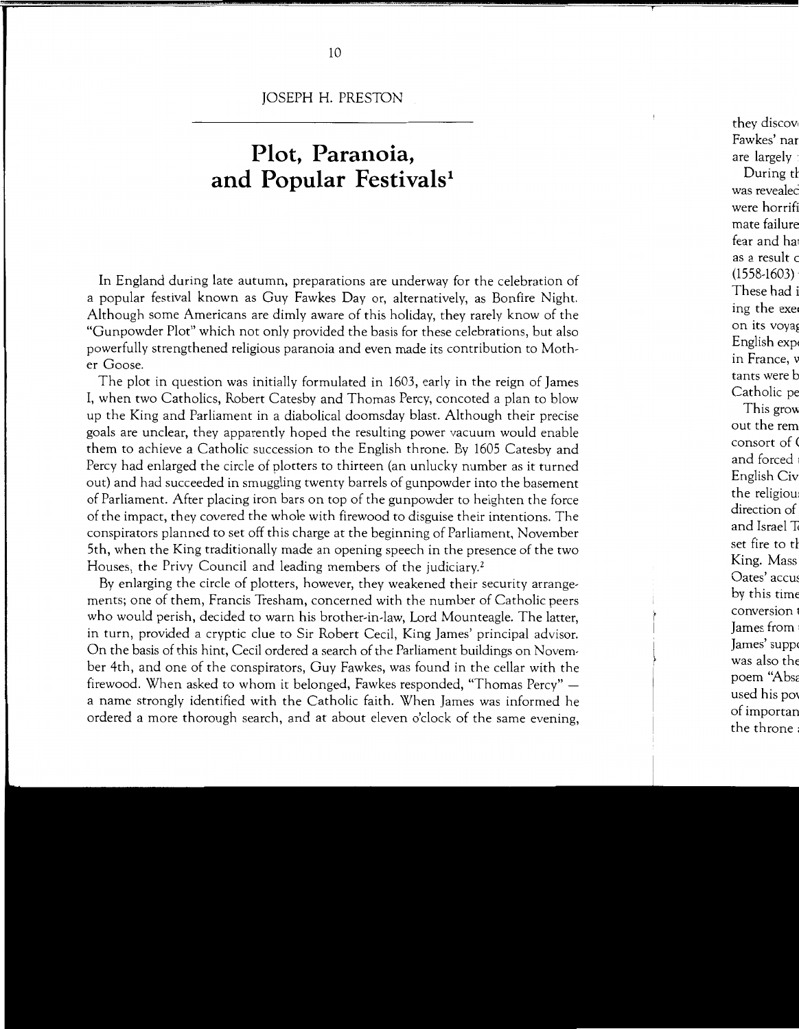JOSEPH H. PRESTON

# Plot, Paranoia, and Popular Festivals[1]

In England during late autumn, preparations are underway for the celebration of a popular festival known as Guy Fawkes Day or, alternatively, as Bonfire Night. Although some Americans are dimly aware of this holiday, they rarely know of the "Gunpowder Plot" which not only provided the basis for these celebrations, but also powerfully strengthened religious paranoia and even made its contribution to Mother Goose.

The plot in question was initially formulated in 1603, early in the reign of James I, when two Catholics, Robert Catesby and Thomas Percy, concocted a plan to blow up the King and Parliament in a diabolical doomsday blast. Although their precise goals are unclear, they apparently hoped the resulting power vacuum would enable them to achieve a Catholic succession to the English throne. By 1605 Catesby and Percy had enlarged the circle of plotters to thirteen (an unlucky number as it turned out) and had succeeded in smuggling twenty barrels of gunpowder into the basement of Parliament. After placing iron bars on top of the gunpowder to heighten the force of the impact, they covered the whole with firewood to disguise their intentions. The conspirators planned to set off this charge at the beginning of Parliament, November 5th, when the King traditionally made an opening speech in the presence of the two Houses, the Privy Council and leading members of the judiciary.[2]

By enlarging the circle of plotters, however, they weakened their security arrangements; one of them, Francis Tresham, concerned with the number of Catholic peers who would perish, decided to warn his brother-in-law, Lord Mounteagle. The latter, in turn, provided a cryptic clue to Sir Robert Cecil, King James' principal advisor. On the basis of this hint, Cecil ordered a search of the Parliament buildings on November 4th, and one of the conspirators, Guy Fawkes, was found in the cellar with the firewood. When asked to whom it belonged, Fawkes responded, "Thomas Percy" — a name strongly identified with the Catholic faith. When James was informed he ordered a more thorough search, and at about eleven o'clock of the same evening,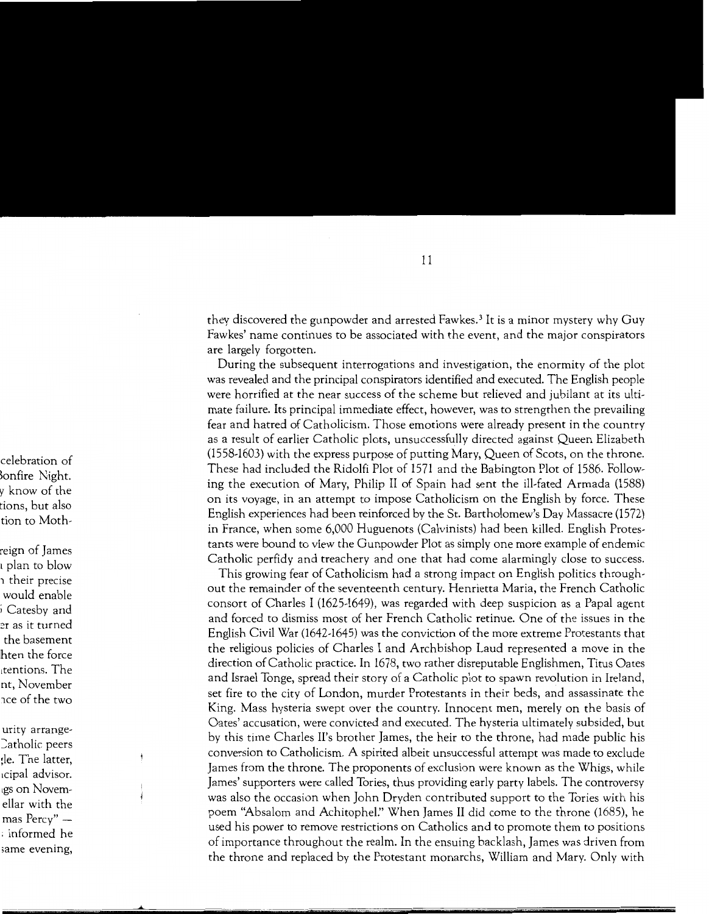they discovered the gunpowder and arrested Fawkes.[3] It is a minor mystery why Guy Fawkes' name continues to be associated with the event, and the major conspirators are largely forgotten.

During the subsequent interrogations and investigation, the enormity of the plot was revealed and the principal conspirators identified and executed. The English people were horrified at the near success of the scheme but relieved and jubilant at its ultimate failure. Its principal immediate effect, however, was to strengthen the prevailing fear and hatred of Catholicism. Those emotions were already present in the country as a result of earlier Catholic plots, unsuccessfully directed against Queen Elizabeth (1558-1603) with the express purpose of putting Mary, Queen of Scots, on the throne. These had included the Ridolfi Plot of 1571 and the Babington Plot of 1586. Following the execution of Mary, Philip II of Spain had sent the ill-fated Armada (1588) on its voyage, in an attempt to impose Catholicism on the English by force. These English experiences had been reinforced by the St. Bartholomew's Day Massacre (1572) in France, when some 6,000 Huguenots (Calvinists) had been killed. English Protestants were bound to view the Gunpowder Plot as simply one more example of endemic Catholic perfidy and treachery and one that had come alarmingly close to success.

This growing fear of Catholicism had a strong impact on English politics throughout the remainder of the seventeenth century. Henrietta Maria, the French Catholic consort of Charles I (1625-1649), was regarded with deep suspicion as a Papal agent and forced to dismiss most of her French Catholic retinue. One of the issues in the English Civil War (1642-1645) was the conviction of the more extreme Protestants that the religious policies of Charles I and Archbishop Laud represented a move in the direction of Catholic practice. In 1678, two rather disreputable Englishmen, Titus Oates and Israel Tonge, spread their story of a Catholic plot to spawn revolution in Ireland, set fire to the city of London, murder Protestants in their beds, and assassinate the King. Mass hysteria swept over the country. Innocent men, merely on the basis of Oates' accusation, were convicted and executed. The hysteria ultimately subsided, but by this time Charles II's brother James, the heir to the throne, had made public his conversion to Catholicism. A spirited albeit unsuccessful attempt was made to exclude James from the throne. The proponents of exclusion were known as the Whigs, while James' supporters were called Tories, thus providing early party labels. The controversy was also the occasion when John Dryden contributed support to the Tories with his poem "Absalom and Achitophel." When James II did come to the throne (1685), he used his power to remove restrictions on Catholics and to promote them to positions of importance throughout the realm. In the ensuing backlash, James was driven from the throne and replaced by the Protestant monarchs, William and Mary. Only with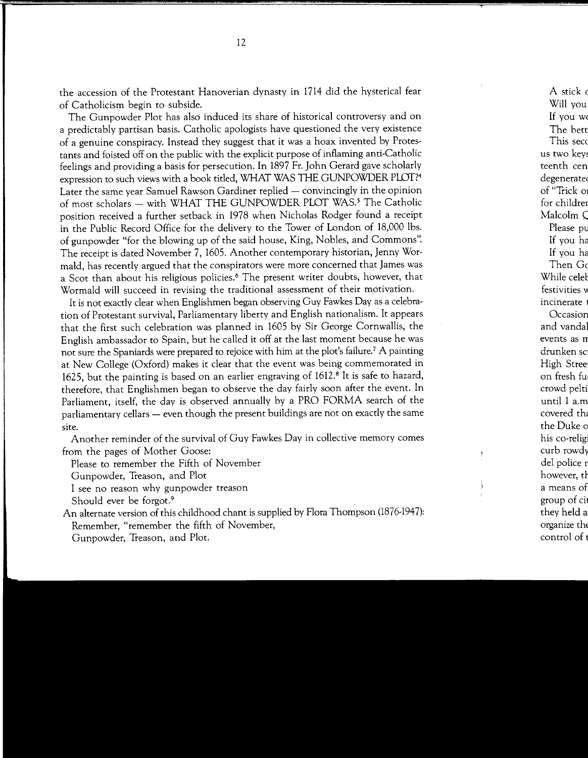the accession of the Protestant Hanoverian dynasty in 1714 did the hysterical fear of Catholicism begin to subside.

The Gunpowder Plot has also induced its share of historical controversy and on a predictably partisan basis. Catholic apologists have questioned the very existence of a genuine conspiracy. Instead they suggest that it was a hoax invented by Protestants and foisted off on the public with the explicit purpose of inflaming anti-Catholic feelings and providing a basis for persecution. In 1897 Fr. John Gerard gave scholarly expression to such views with a book titled, WHAT WAS THE GUNPOWDER PLOT?[4] Later the same year Samuel Rawson Gardiner replied — convincingly in the opinion of most scholars — with WHAT THE GUNPOWDER PLOT WAS.[5] The Catholic position received a further setback in 1978 when Nicholas Rodger found a receipt in the Public Record Office for the delivery to the Tower of London of 18,000 lbs. of gunpowder "for the blowing up of the said house, King, Nobles, and Commons". The receipt is dated November 7, 1605. Another contemporary historian, Jenny Wormald, has recently argued that the conspirators were more concerned that James was a Scot than about his religious policies.[6] The present writer doubts, however, that Wormald will succeed in revising the traditional assessment of their motivation.

It is not exactly clear when Englishmen began observing Guy Fawkes Day as a celebration of Protestant survival, Parliamentary liberty and English nationalism. It appears that the first such celebration was planned in 1605 by Sir George Cornwallis, the English ambassador to Spain, but he called it off at the last moment because he was not sure the Spaniards were prepared to rejoice with him at the plot's failure.[7] A painting at New College (Oxford) makes it clear that the event was being commemorated in 1625, but the painting is based on an earlier engraving of 1612.[8] It is safe to hazard, therefore, that Englishmen began to observe the day fairly soon after the event. In Parliament, itself, the day is observed annually by a PRO FORMA search of the parliamentary cellars — even though the present buildings are not on exactly the same site.

Another reminder of the survival of Guy Fawkes Day in collective memory comes from the pages of Mother Goose:

Please to remember the Fifth of November  
Gunpowder, Treason, and Plot  
I see no reason why gunpowder treason  
Should ever be forgot.[9]

An alternate version of this childhood chant is supplied by Flora Thompson (1876-1947):

Remember, "remember the fifth of November,  
Gunpowder, Treason, and Plot.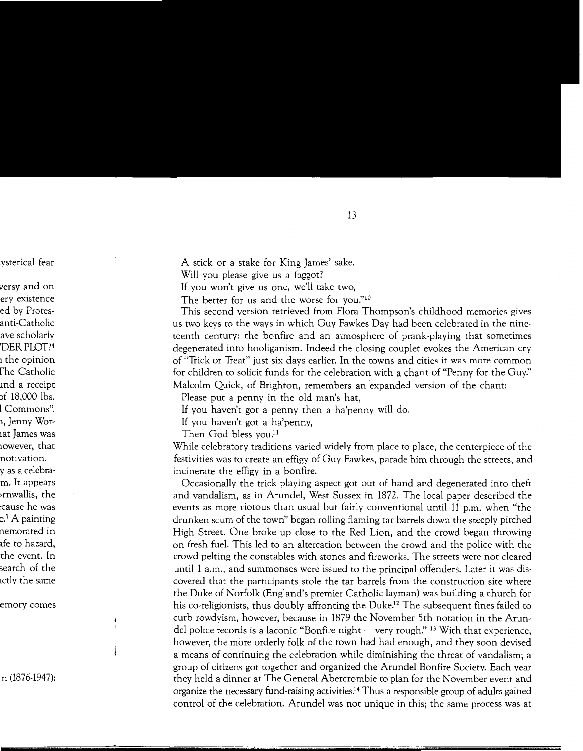A stick or a stake for King James' sake.
Will you please give us a faggot?
If you won't give us one, we'll take two,
The better for us and the worse for you."[10]

This second version retrieved from Flora Thompson's childhood memories gives us two keys to the ways in which Guy Fawkes Day had been celebrated in the nineteenth century: the bonfire and an atmosphere of prank-playing that sometimes degenerated into hooliganism. Indeed the closing couplet evokes the American cry of "Trick or Treat" just six days earlier. In the towns and cities it was more common for children to solicit funds for the celebration with a chant of "Penny for the Guy." Malcolm Quick, of Brighton, remembers an expanded version of the chant:

Please put a penny in the old man's hat,
If you haven't got a penny then a ha'penny will do.
If you haven't got a ha'penny,
Then God bless you.[11]

While celebratory traditions varied widely from place to place, the centerpiece of the festivities was to create an effigy of Guy Fawkes, parade him through the streets, and incinerate the effigy in a bonfire.

Occasionally the trick playing aspect got out of hand and degenerated into theft and vandalism, as in Arundel, West Sussex in 1872. The local paper described the events as more riotous than usual but fairly conventional until 11 p.m. when "the drunken scum of the town" began rolling flaming tar barrels down the steeply pitched High Street. One broke up close to the Red Lion, and the crowd began throwing on fresh fuel. This led to an altercation between the crowd and the police with the crowd pelting the constables with stones and fireworks. The streets were not cleared until 1 a.m., and summonses were issued to the principal offenders. Later it was discovered that the participants stole the tar barrels from the construction site where the Duke of Norfolk (England's premier Catholic layman) was building a church for his co-religionists, thus doubly affronting the Duke.[12] The subsequent fines failed to curb rowdyism, however, because in 1879 the November 5th notation in the Arundel police records is a laconic "Bonfire night — very rough." [13] With that experience, however, the more orderly folk of the town had had enough, and they soon devised a means of continuing the celebration while diminishing the threat of vandalism; a group of citizens got together and organized the Arundel Bonfire Society. Each year they held a dinner at The General Abercrombie to plan for the November event and organize the necessary fund-raising activities.[14] Thus a responsible group of adults gained control of the celebration. Arundel was not unique in this; the same process was at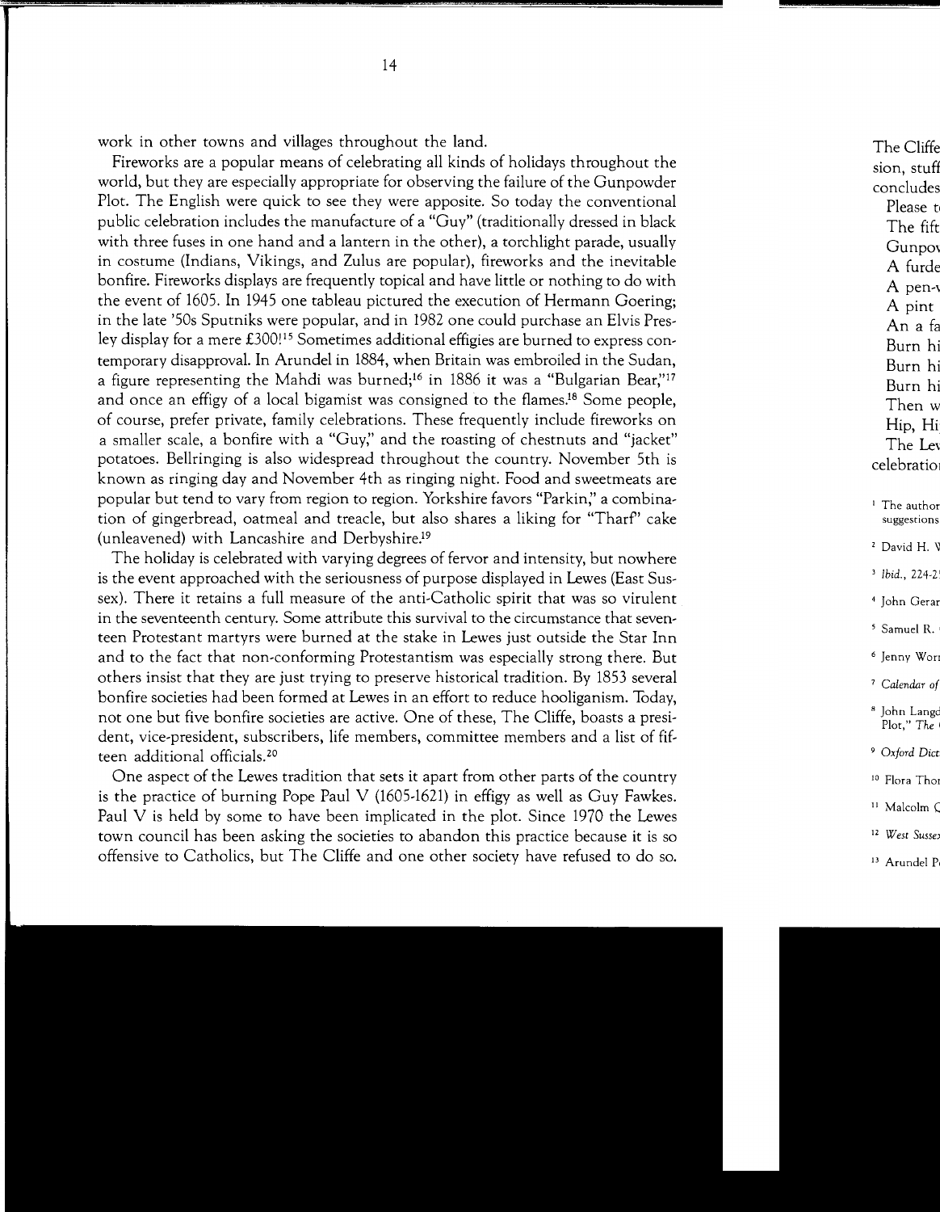work in other towns and villages throughout the land.

Fireworks are a popular means of celebrating all kinds of holidays throughout the world, but they are especially appropriate for observing the failure of the Gunpowder Plot. The English were quick to see they were apposite. So today the conventional public celebration includes the manufacture of a "Guy" (traditionally dressed in black with three fuses in one hand and a lantern in the other), a torchlight parade, usually in costume (Indians, Vikings, and Zulus are popular), fireworks and the inevitable bonfire. Fireworks displays are frequently topical and have little or nothing to do with the event of 1605. In 1945 one tableau pictured the execution of Hermann Goering; in the late '50s Sputniks were popular, and in 1982 one could purchase an Elvis Presley display for a mere £300![15] Sometimes additional effigies are burned to express contemporary disapproval. In Arundel in 1884, when Britain was embroiled in the Sudan, a figure representing the Mahdi was burned;[16] in 1886 it was a "Bulgarian Bear,"[17] and once an effigy of a local bigamist was consigned to the flames.[18] Some people, of course, prefer private, family celebrations. These frequently include fireworks on a smaller scale, a bonfire with a "Guy," and the roasting of chestnuts and "jacket" potatoes. Bellringing is also widespread throughout the country. November 5th is known as ringing day and November 4th as ringing night. Food and sweetmeats are popular but tend to vary from region to region. Yorkshire favors "Parkin," a combination of gingerbread, oatmeal and treacle, but also shares a liking for "Tharf" cake (unleavened) with Lancashire and Derbyshire.[19]

The holiday is celebrated with varying degrees of fervor and intensity, but nowhere is the event approached with the seriousness of purpose displayed in Lewes (East Sussex). There it retains a full measure of the anti-Catholic spirit that was so virulent in the seventeenth century. Some attribute this survival to the circumstance that seventeen Protestant martyrs were burned at the stake in Lewes just outside the Star Inn and to the fact that non-conforming Protestantism was especially strong there. But others insist that they are just trying to preserve historical tradition. By 1853 several bonfire societies had been formed at Lewes in an effort to reduce hooliganism. Today, not one but five bonfire societies are active. One of these, The Cliffe, boasts a president, vice-president, subscribers, life members, committee members and a list of fifteen additional officials.[20]

One aspect of the Lewes tradition that sets it apart from other parts of the country is the practice of burning Pope Paul V (1605-1621) in effigy as well as Guy Fawkes. Paul V is held by some to have been implicated in the plot. Since 1970 the Lewes town council has been asking the societies to abandon this practice because it is so offensive to Catholics, but The Cliffe and one other society have refused to do so.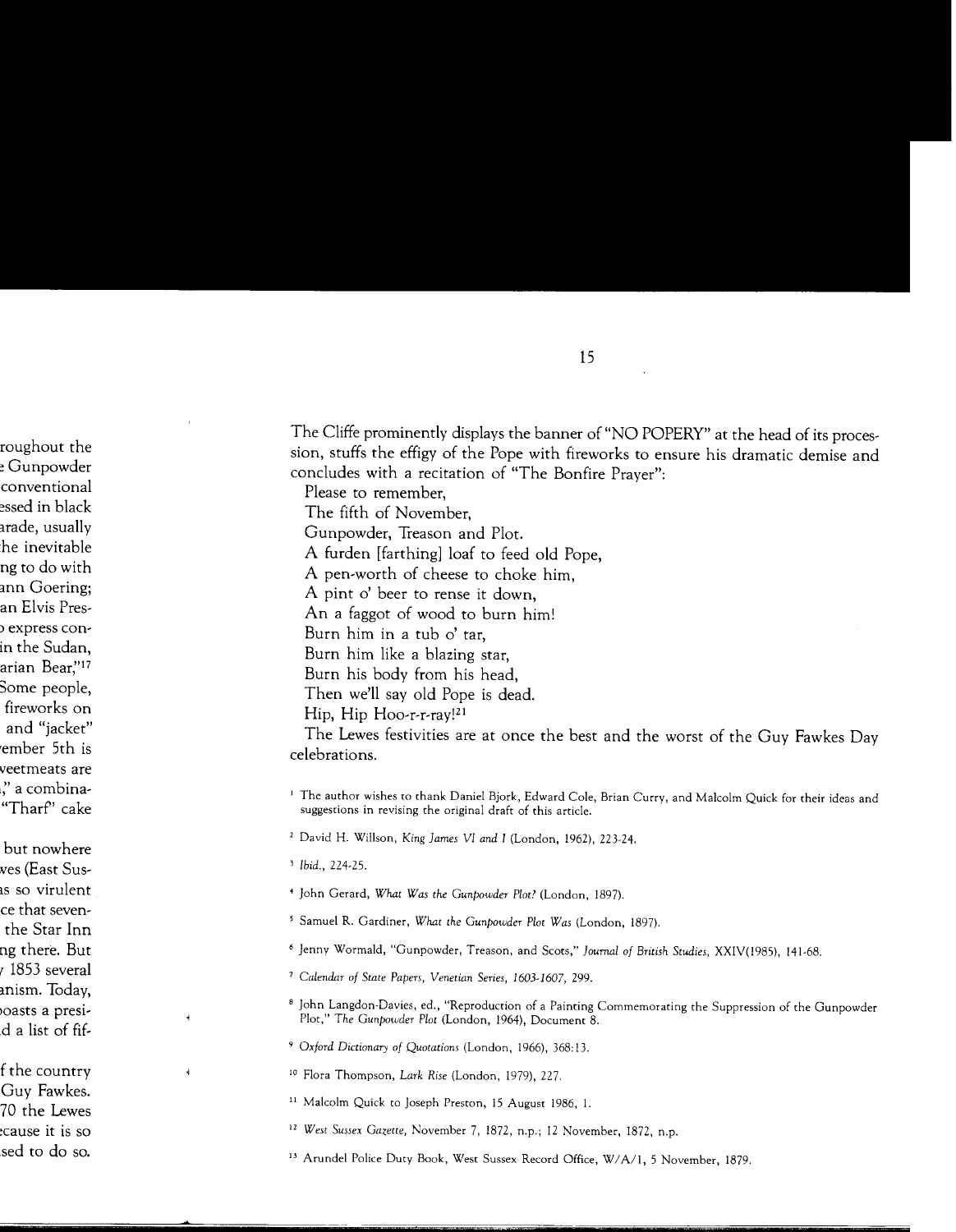The Cliffe prominently displays the banner of "NO POPERY" at the head of its procession, stuffs the effigy of the Pope with fireworks to ensure his dramatic demise and concludes with a recitation of "The Bonfire Prayer":

Please to remember,
The fifth of November,
Gunpowder, Treason and Plot.
A furden [farthing] loaf to feed old Pope,
A pen-worth of cheese to choke him,
A pint o' beer to rense it down,
An a faggot of wood to burn him!
Burn him in a tub o' tar,
Burn him like a blazing star,
Burn his body from his head,
Then we'll say old Pope is dead.
Hip, Hip Hoo-r-r-ray![21]

The Lewes festivities are at once the best and the worst of the Guy Fawkes Day celebrations.

[1] The author wishes to thank Daniel Bjork, Edward Cole, Brian Curry, and Malcolm Quick for their ideas and suggestions in revising the original draft of this article.

[2] David H. Willson, *King James VI and I* (London, 1962), 223-24.

[3] *Ibid.*, 224-25.

[4] John Gerard, *What Was the Gunpowder Plot?* (London, 1897).

[5] Samuel R. Gardiner, *What the Gunpowder Plot Was* (London, 1897).

[6] Jenny Wormald, "Gunpowder, Treason, and Scots," *Journal of British Studies*, XXIV(1985), 141-68.

[7] *Calendar of State Papers, Venetian Series, 1603-1607*, 299.

[8] John Langdon-Davies, ed., "Reproduction of a Painting Commemorating the Suppression of the Gunpowder Plot," *The Gunpowder Plot* (London, 1964), Document 8.

[9] *Oxford Dictionary of Quotations* (London, 1966), 368:13.

[10] Flora Thompson, *Lark Rise* (London, 1979), 227.

[11] Malcolm Quick to Joseph Preston, 15 August 1986, 1.

[12] *West Sussex Gazette*, November 7, 1872, n.p.; 12 November, 1872, n.p.

[13] Arundel Police Duty Book, West Sussex Record Office, W/A/1, 5 November, 1879.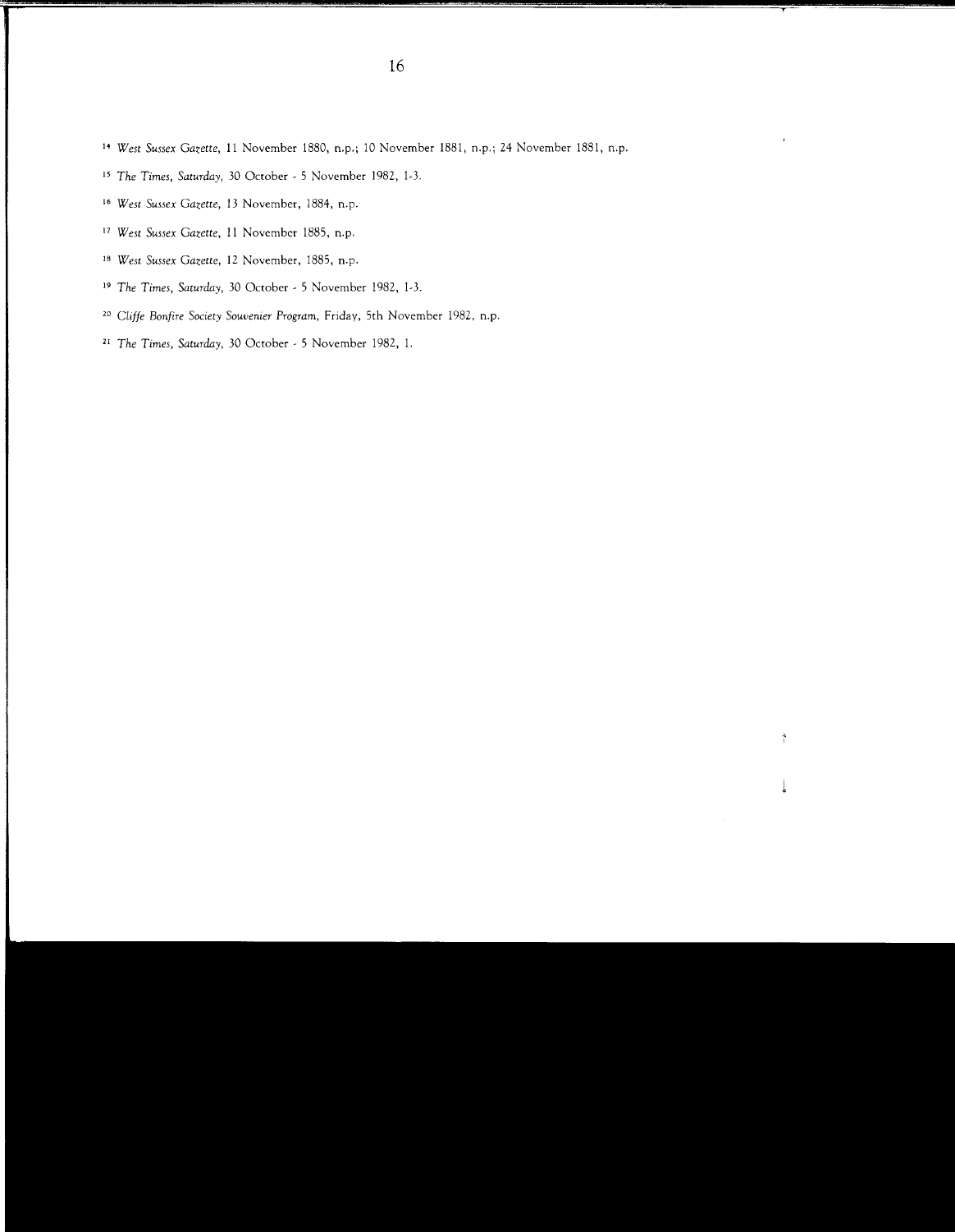[14] *West Sussex Gazette*, 11 November 1880, n.p.; 10 November 1881, n.p.; 24 November 1881, n.p.

[15] *The Times, Saturday*, 30 October - 5 November 1982, 1-3.

[16] *West Sussex Gazette*, 13 November, 1884, n.p.

[17] *West Sussex Gazette*, 11 November 1885, n.p.

[18] *West Sussex Gazette*, 12 November, 1885, n.p.

[19] *The Times, Saturday*, 30 October - 5 November 1982, 1-3.

[20] *Cliffe Bonfire Society Souvenier Program*, Friday, 5th November 1982, n.p.

[21] *The Times, Saturday*, 30 October - 5 November 1982, 1.